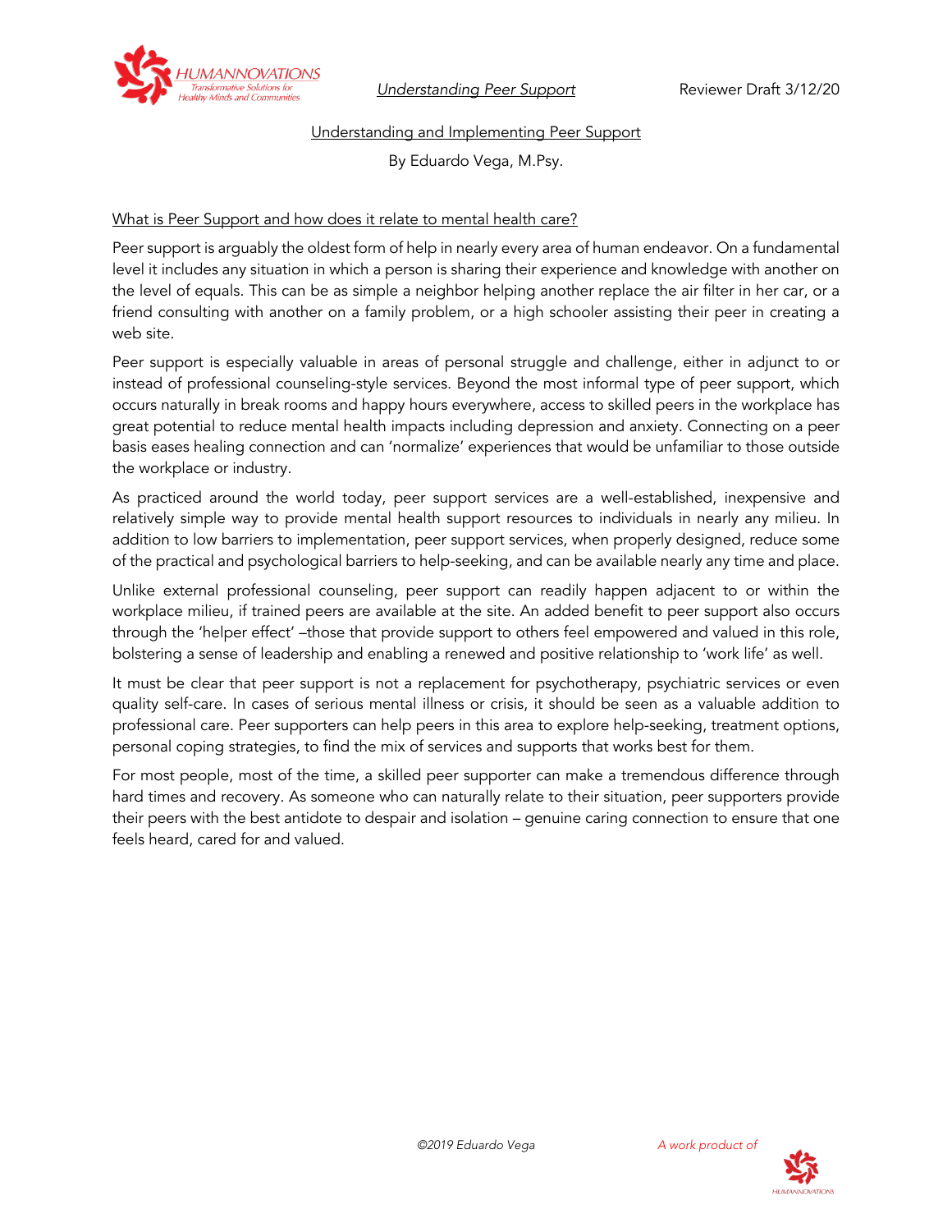# Understanding and Implementing Peer Support

By Eduardo Vega, M.Psy.

## What is Peer Support and how does it relate to mental health care?

Peer support is arguably the oldest form of help in nearly every area of human endeavor. On a fundamental level it includes any situation in which a person is sharing their experience and knowledge with another on the level of equals. This can be as simple a neighbor helping another replace the air filter in her car, or a friend consulting with another on a family problem, or a high schooler assisting their peer in creating a web site.

Peer support is especially valuable in areas of personal struggle and challenge, either in adjunct to or instead of professional counseling-style services. Beyond the most informal type of peer support, which occurs naturally in break rooms and happy hours everywhere, access to skilled peers in the workplace has great potential to reduce mental health impacts including depression and anxiety. Connecting on a peer basis eases healing connection and can 'normalize' experiences that would be unfamiliar to those outside the workplace or industry.

As practiced around the world today, peer support services are a well-established, inexpensive and relatively simple way to provide mental health support resources to individuals in nearly any milieu. In addition to low barriers to implementation, peer support services, when properly designed, reduce some of the practical and psychological barriers to help-seeking, and can be available nearly any time and place.

Unlike external professional counseling, peer support can readily happen adjacent to or within the workplace milieu, if trained peers are available at the site. An added benefit to peer support also occurs through the 'helper effect' –those that provide support to others feel empowered and valued in this role, bolstering a sense of leadership and enabling a renewed and positive relationship to 'work life' as well.

It must be clear that peer support is not a replacement for psychotherapy, psychiatric services or even quality self-care. In cases of serious mental illness or crisis, it should be seen as a valuable addition to professional care. Peer supporters can help peers in this area to explore help-seeking, treatment options, personal coping strategies, to find the mix of services and supports that works best for them.

For most people, most of the time, a skilled peer supporter can make a tremendous difference through hard times and recovery. As someone who can naturally relate to their situation, peer supporters provide their peers with the best antidote to despair and isolation – genuine caring connection to ensure that one feels heard, cared for and valued.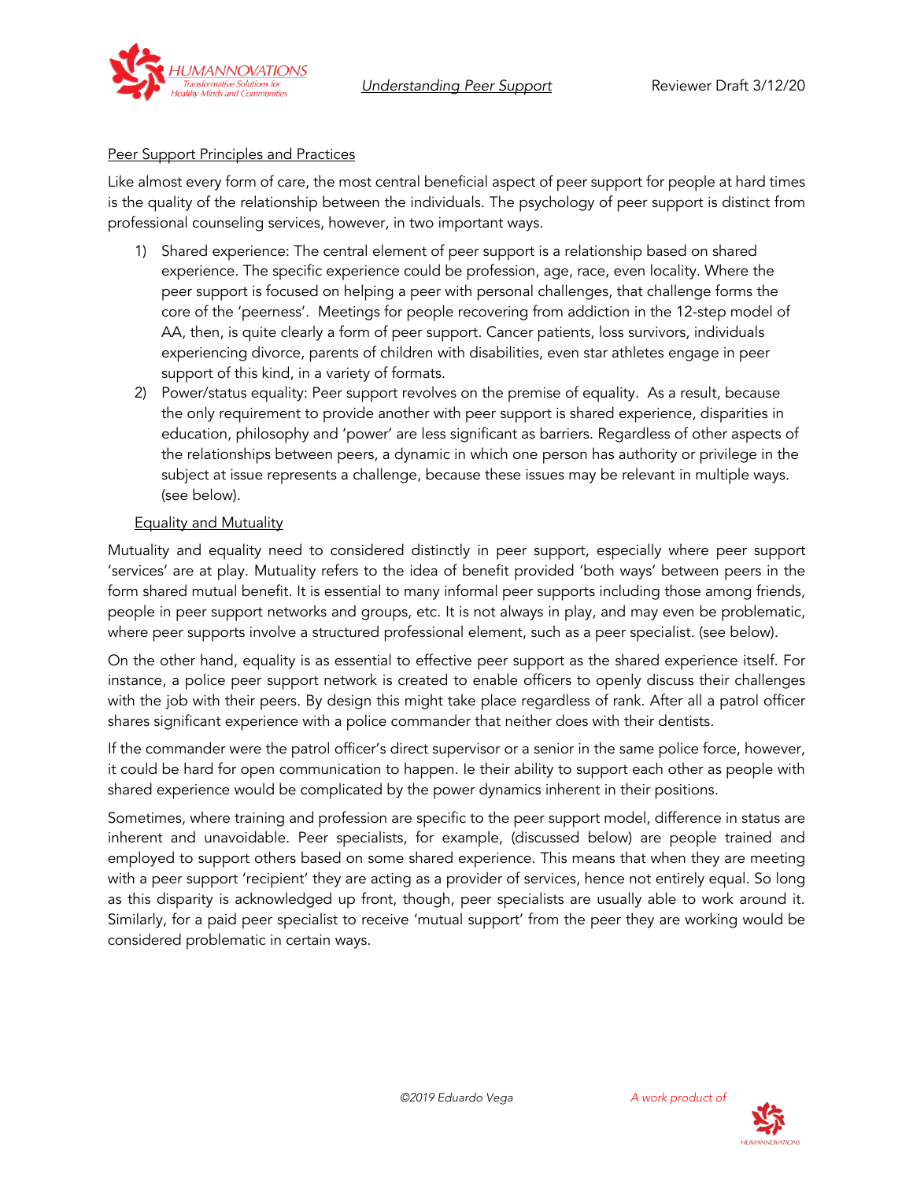## Peer Support Principles and Practices

Like almost every form of care, the most central beneficial aspect of peer support for people at hard times is the quality of the relationship between the individuals. The psychology of peer support is distinct from professional counseling services, however, in two important ways.

1) Shared experience: The central element of peer support is a relationship based on shared experience. The specific experience could be profession, age, race, even locality. Where the peer support is focused on helping a peer with personal challenges, that challenge forms the core of the 'peerness'. Meetings for people recovering from addiction in the 12-step model of AA, then, is quite clearly a form of peer support. Cancer patients, loss survivors, individuals experiencing divorce, parents of children with disabilities, even star athletes engage in peer support of this kind, in a variety of formats.
2) Power/status equality: Peer support revolves on the premise of equality. As a result, because the only requirement to provide another with peer support is shared experience, disparities in education, philosophy and 'power' are less significant as barriers. Regardless of other aspects of the relationships between peers, a dynamic in which one person has authority or privilege in the subject at issue represents a challenge, because these issues may be relevant in multiple ways. (see below).

### Equality and Mutuality

Mutuality and equality need to considered distinctly in peer support, especially where peer support 'services' are at play. Mutuality refers to the idea of benefit provided 'both ways' between peers in the form shared mutual benefit. It is essential to many informal peer supports including those among friends, people in peer support networks and groups, etc. It is not always in play, and may even be problematic, where peer supports involve a structured professional element, such as a peer specialist. (see below).

On the other hand, equality is as essential to effective peer support as the shared experience itself. For instance, a police peer support network is created to enable officers to openly discuss their challenges with the job with their peers. By design this might take place regardless of rank. After all a patrol officer shares significant experience with a police commander that neither does with their dentists.

If the commander were the patrol officer's direct supervisor or a senior in the same police force, however, it could be hard for open communication to happen. Ie their ability to support each other as people with shared experience would be complicated by the power dynamics inherent in their positions.

Sometimes, where training and profession are specific to the peer support model, difference in status are inherent and unavoidable. Peer specialists, for example, (discussed below) are people trained and employed to support others based on some shared experience. This means that when they are meeting with a peer support 'recipient' they are acting as a provider of services, hence not entirely equal. So long as this disparity is acknowledged up front, though, peer specialists are usually able to work around it. Similarly, for a paid peer specialist to receive 'mutual support' from the peer they are working would be considered problematic in certain ways.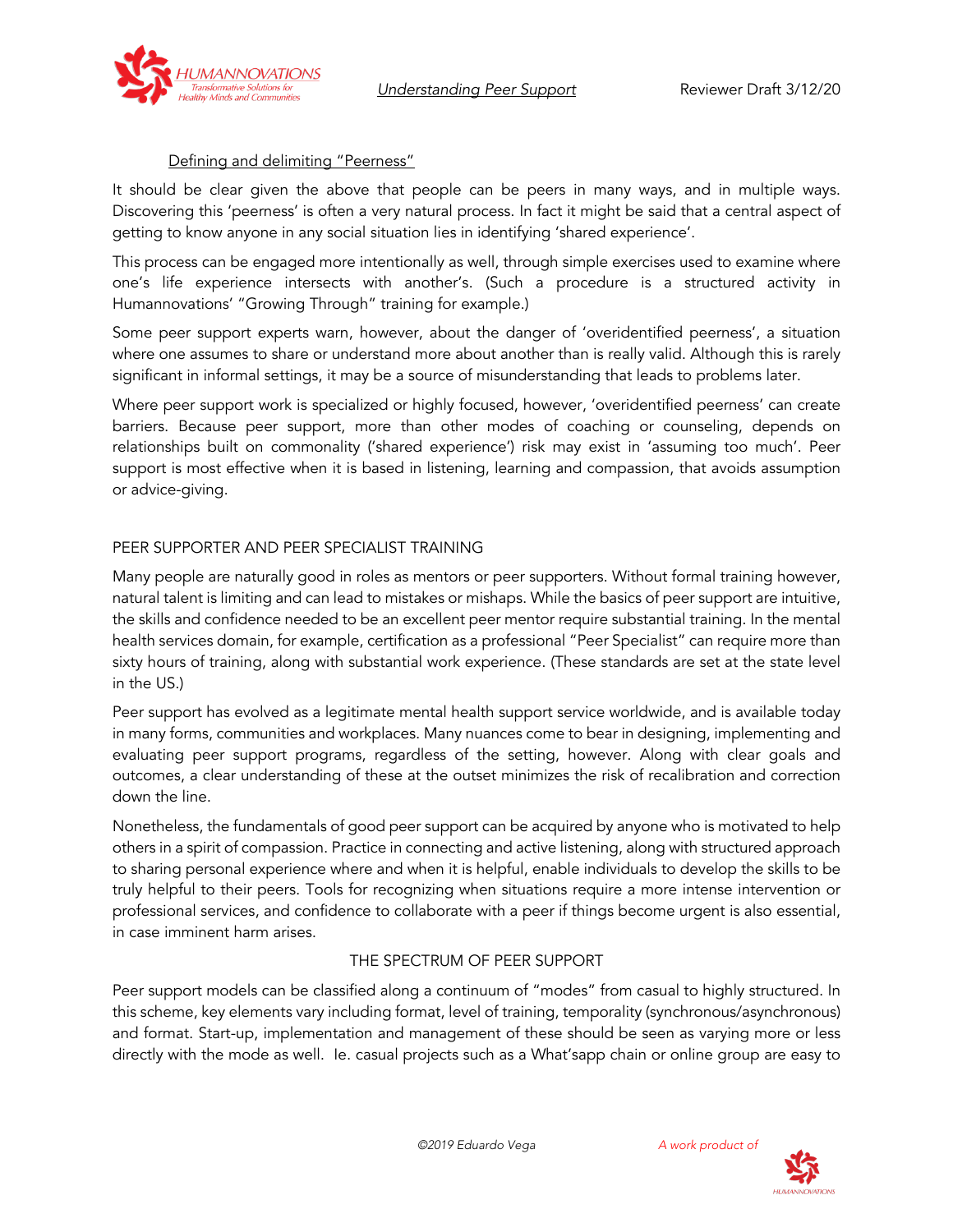### Defining and delimiting "Peerness"

It should be clear given the above that people can be peers in many ways, and in multiple ways. Discovering this 'peerness' is often a very natural process. In fact it might be said that a central aspect of getting to know anyone in any social situation lies in identifying 'shared experience'.

This process can be engaged more intentionally as well, through simple exercises used to examine where one's life experience intersects with another's. (Such a procedure is a structured activity in Humannovations' "Growing Through" training for example.)

Some peer support experts warn, however, about the danger of 'overidentified peerness', a situation where one assumes to share or understand more about another than is really valid. Although this is rarely significant in informal settings, it may be a source of misunderstanding that leads to problems later.

Where peer support work is specialized or highly focused, however, 'overidentified peerness' can create barriers. Because peer support, more than other modes of coaching or counseling, depends on relationships built on commonality ('shared experience') risk may exist in 'assuming too much'. Peer support is most effective when it is based in listening, learning and compassion, that avoids assumption or advice-giving.

## PEER SUPPORTER AND PEER SPECIALIST TRAINING

Many people are naturally good in roles as mentors or peer supporters. Without formal training however, natural talent is limiting and can lead to mistakes or mishaps. While the basics of peer support are intuitive, the skills and confidence needed to be an excellent peer mentor require substantial training. In the mental health services domain, for example, certification as a professional "Peer Specialist" can require more than sixty hours of training, along with substantial work experience. (These standards are set at the state level in the US.)

Peer support has evolved as a legitimate mental health support service worldwide, and is available today in many forms, communities and workplaces. Many nuances come to bear in designing, implementing and evaluating peer support programs, regardless of the setting, however. Along with clear goals and outcomes, a clear understanding of these at the outset minimizes the risk of recalibration and correction down the line.

Nonetheless, the fundamentals of good peer support can be acquired by anyone who is motivated to help others in a spirit of compassion. Practice in connecting and active listening, along with structured approach to sharing personal experience where and when it is helpful, enable individuals to develop the skills to be truly helpful to their peers. Tools for recognizing when situations require a more intense intervention or professional services, and confidence to collaborate with a peer if things become urgent is also essential, in case imminent harm arises.

## THE SPECTRUM OF PEER SUPPORT

Peer support models can be classified along a continuum of "modes" from casual to highly structured. In this scheme, key elements vary including format, level of training, temporality (synchronous/asynchronous) and format. Start-up, implementation and management of these should be seen as varying more or less directly with the mode as well. Ie. casual projects such as a What'sapp chain or online group are easy to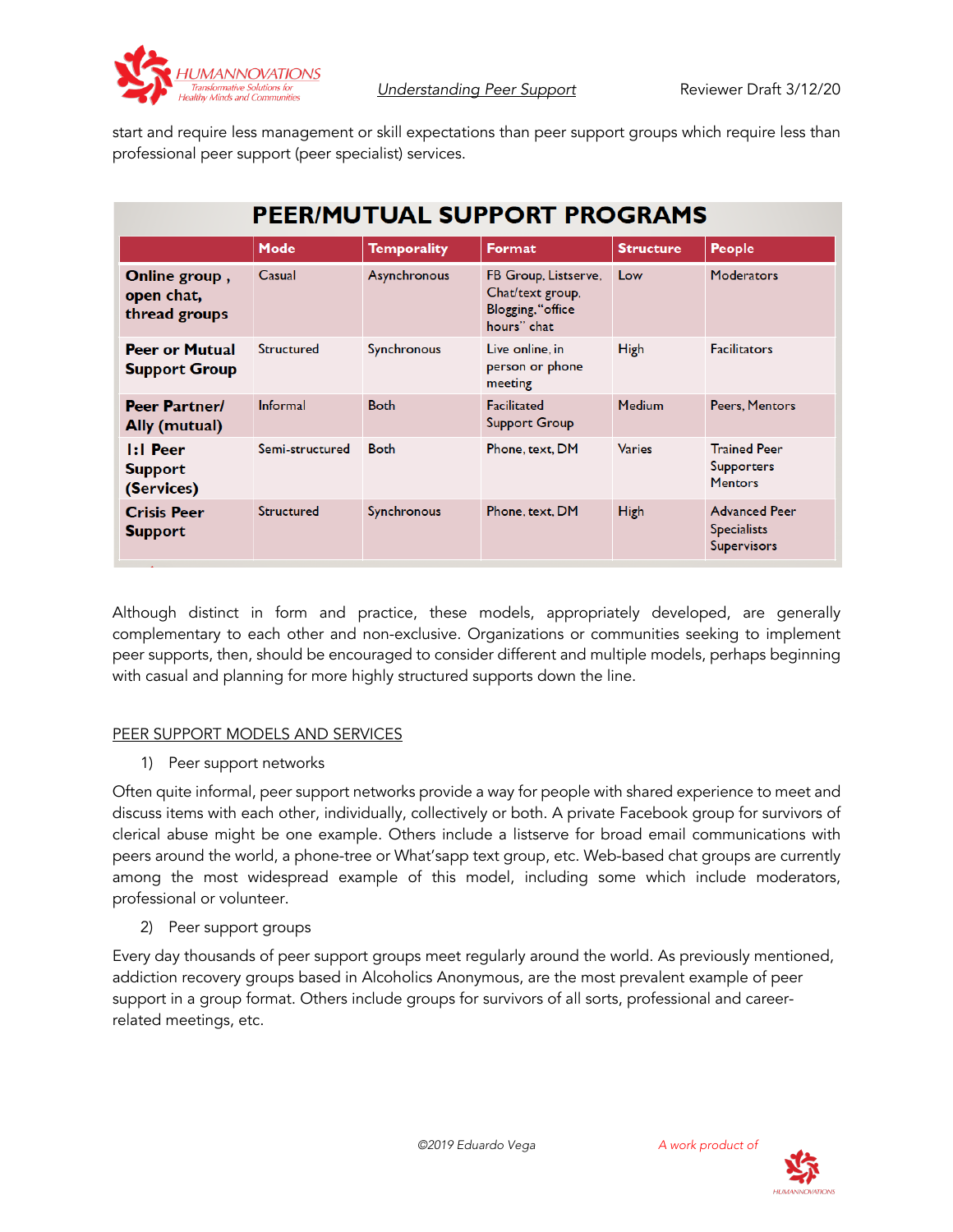start and require less management or skill expectations than peer support groups which require less than professional peer support (peer specialist) services.

**PEER/MUTUAL SUPPORT PROGRAMS**

| | Mode | Temporality | Format | Structure | People |
|---|---|---|---|---|---|
| **Online group , open chat, thread groups** | Casual | Asynchronous | FB Group, Listserve, Chat/text group, Blogging, "office hours" chat | Low | Moderators |
| **Peer or Mutual Support Group** | Structured | Synchronous | Live online, in person or phone meeting | High | Facilitators |
| **Peer Partner/ Ally (mutual)** | Informal | Both | Facilitated Support Group | Medium | Peers, Mentors |
| **1:1 Peer Support (Services)** | Semi-structured | Both | Phone, text, DM | Varies | Trained Peer Supporters Mentors |
| **Crisis Peer Support** | Structured | Synchronous | Phone, text, DM | High | Advanced Peer Specialists Supervisors |

Although distinct in form and practice, these models, appropriately developed, are generally complementary to each other and non-exclusive. Organizations or communities seeking to implement peer supports, then, should be encouraged to consider different and multiple models, perhaps beginning with casual and planning for more highly structured supports down the line.

PEER SUPPORT MODELS AND SERVICES

1) Peer support networks

Often quite informal, peer support networks provide a way for people with shared experience to meet and discuss items with each other, individually, collectively or both. A private Facebook group for survivors of clerical abuse might be one example. Others include a listserve for broad email communications with peers around the world, a phone-tree or What'sapp text group, etc. Web-based chat groups are currently among the most widespread example of this model, including some which include moderators, professional or volunteer.

2) Peer support groups

Every day thousands of peer support groups meet regularly around the world. As previously mentioned, addiction recovery groups based in Alcoholics Anonymous, are the most prevalent example of peer support in a group format. Others include groups for survivors of all sorts, professional and career-related meetings, etc.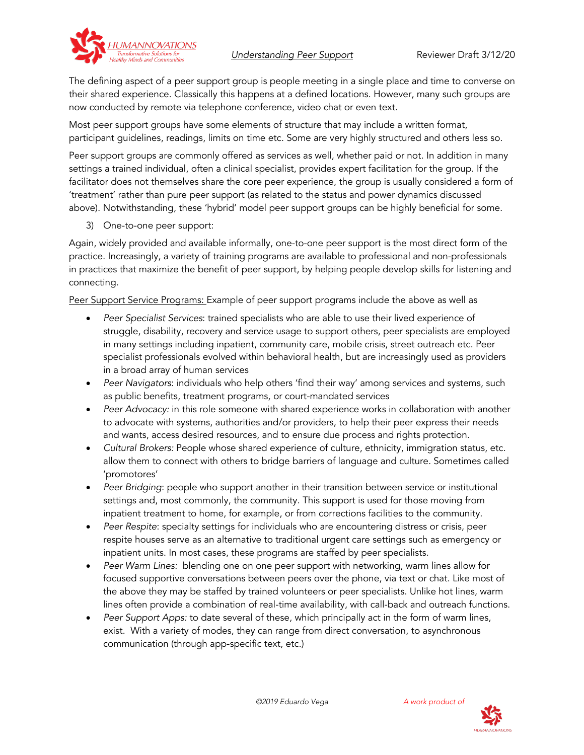The defining aspect of a peer support group is people meeting in a single place and time to converse on their shared experience. Classically this happens at a defined locations. However, many such groups are now conducted by remote via telephone conference, video chat or even text.

Most peer support groups have some elements of structure that may include a written format, participant guidelines, readings, limits on time etc. Some are very highly structured and others less so.

Peer support groups are commonly offered as services as well, whether paid or not. In addition in many settings a trained individual, often a clinical specialist, provides expert facilitation for the group. If the facilitator does not themselves share the core peer experience, the group is usually considered a form of 'treatment' rather than pure peer support (as related to the status and power dynamics discussed above). Notwithstanding, these 'hybrid' model peer support groups can be highly beneficial for some.

3) One-to-one peer support:

Again, widely provided and available informally, one-to-one peer support is the most direct form of the practice. Increasingly, a variety of training programs are available to professional and non-professionals in practices that maximize the benefit of peer support, by helping people develop skills for listening and connecting.

<u>Peer Support Service Programs:</u> Example of peer support programs include the above as well as

- *Peer Specialist Services*: trained specialists who are able to use their lived experience of struggle, disability, recovery and service usage to support others, peer specialists are employed in many settings including inpatient, community care, mobile crisis, street outreach etc. Peer specialist professionals evolved within behavioral health, but are increasingly used as providers in a broad array of human services
- *Peer Navigators*: individuals who help others 'find their way' among services and systems, such as public benefits, treatment programs, or court-mandated services
- *Peer Advocacy:* in this role someone with shared experience works in collaboration with another to advocate with systems, authorities and/or providers, to help their peer express their needs and wants, access desired resources, and to ensure due process and rights protection.
- *Cultural Brokers:* People whose shared experience of culture, ethnicity, immigration status, etc. allow them to connect with others to bridge barriers of language and culture. Sometimes called 'promotores'
- *Peer Bridging*: people who support another in their transition between service or institutional settings and, most commonly, the community. This support is used for those moving from inpatient treatment to home, for example, or from corrections facilities to the community.
- *Peer Respite*: specialty settings for individuals who are encountering distress or crisis, peer respite houses serve as an alternative to traditional urgent care settings such as emergency or inpatient units. In most cases, these programs are staffed by peer specialists.
- *Peer Warm Lines:* blending one on one peer support with networking, warm lines allow for focused supportive conversations between peers over the phone, via text or chat. Like most of the above they may be staffed by trained volunteers or peer specialists. Unlike hot lines, warm lines often provide a combination of real-time availability, with call-back and outreach functions.
- *Peer Support Apps:* to date several of these, which principally act in the form of warm lines, exist. With a variety of modes, they can range from direct conversation, to asynchronous communication (through app-specific text, etc.)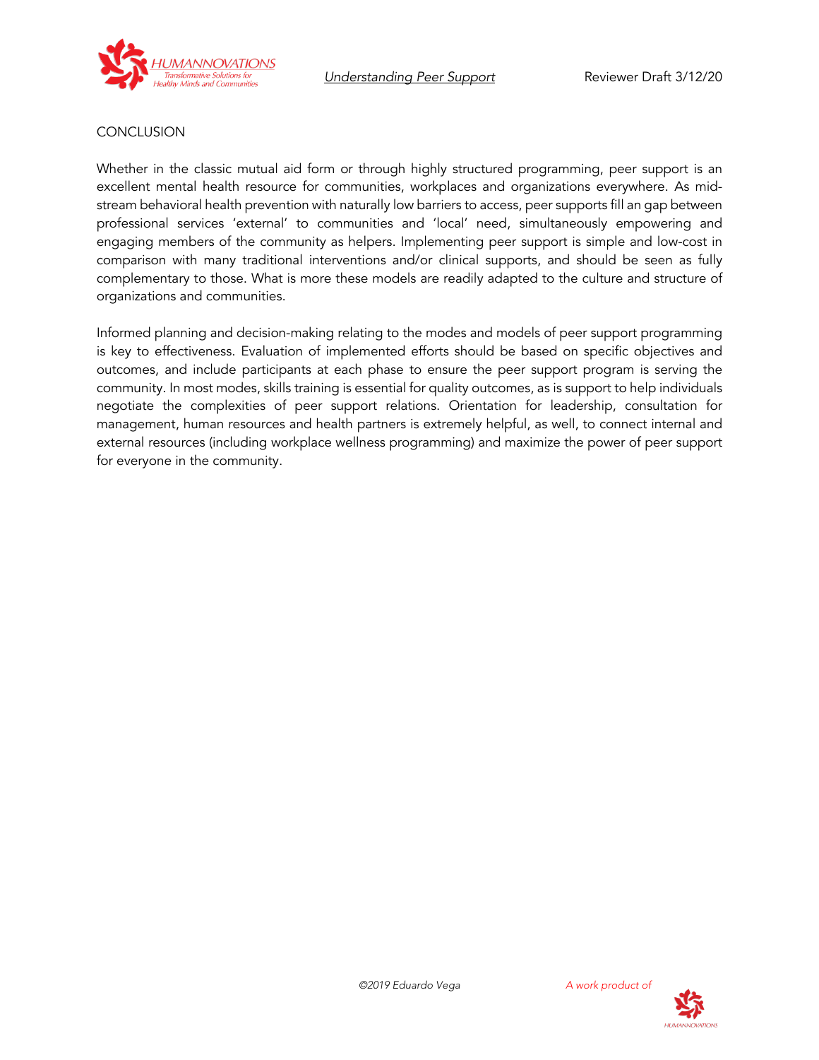## CONCLUSION

Whether in the classic mutual aid form or through highly structured programming, peer support is an excellent mental health resource for communities, workplaces and organizations everywhere. As mid-stream behavioral health prevention with naturally low barriers to access, peer supports fill an gap between professional services 'external' to communities and 'local' need, simultaneously empowering and engaging members of the community as helpers. Implementing peer support is simple and low-cost in comparison with many traditional interventions and/or clinical supports, and should be seen as fully complementary to those. What is more these models are readily adapted to the culture and structure of organizations and communities.

Informed planning and decision-making relating to the modes and models of peer support programming is key to effectiveness. Evaluation of implemented efforts should be based on specific objectives and outcomes, and include participants at each phase to ensure the peer support program is serving the community. In most modes, skills training is essential for quality outcomes, as is support to help individuals negotiate the complexities of peer support relations. Orientation for leadership, consultation for management, human resources and health partners is extremely helpful, as well, to connect internal and external resources (including workplace wellness programming) and maximize the power of peer support for everyone in the community.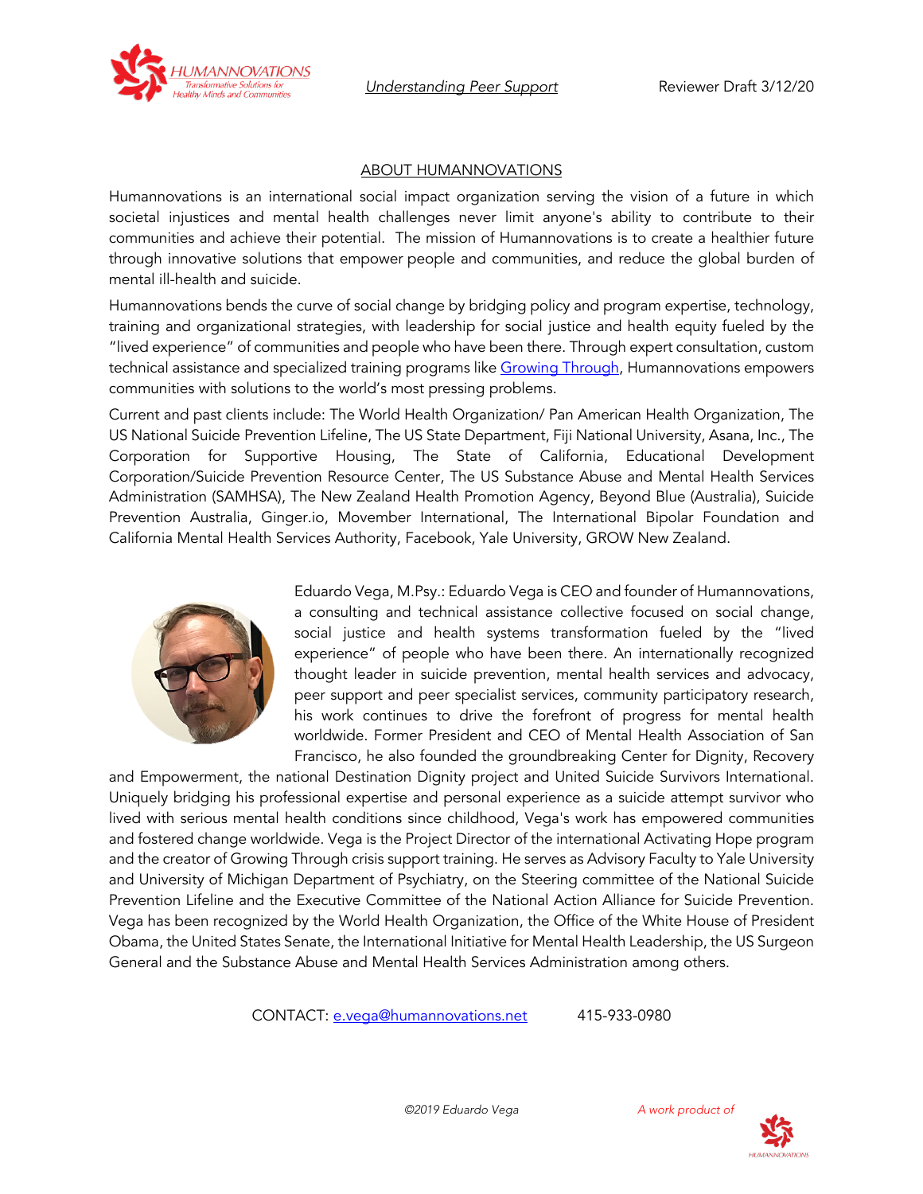## ABOUT HUMANNOVATIONS

Humannovations is an international social impact organization serving the vision of a future in which societal injustices and mental health challenges never limit anyone's ability to contribute to their communities and achieve their potential. The mission of Humannovations is to create a healthier future through innovative solutions that empower people and communities, and reduce the global burden of mental ill-health and suicide.

Humannovations bends the curve of social change by bridging policy and program expertise, technology, training and organizational strategies, with leadership for social justice and health equity fueled by the "lived experience" of communities and people who have been there. Through expert consultation, custom technical assistance and specialized training programs like Growing Through, Humannovations empowers communities with solutions to the world's most pressing problems.

Current and past clients include: The World Health Organization/ Pan American Health Organization, The US National Suicide Prevention Lifeline, The US State Department, Fiji National University, Asana, Inc., The Corporation for Supportive Housing, The State of California, Educational Development Corporation/Suicide Prevention Resource Center, The US Substance Abuse and Mental Health Services Administration (SAMHSA), The New Zealand Health Promotion Agency, Beyond Blue (Australia), Suicide Prevention Australia, Ginger.io, Movember International, The International Bipolar Foundation and California Mental Health Services Authority, Facebook, Yale University, GROW New Zealand.

Eduardo Vega, M.Psy.: Eduardo Vega is CEO and founder of Humannovations, a consulting and technical assistance collective focused on social change, social justice and health systems transformation fueled by the "lived experience" of people who have been there. An internationally recognized thought leader in suicide prevention, mental health services and advocacy, peer support and peer specialist services, community participatory research, his work continues to drive the forefront of progress for mental health worldwide. Former President and CEO of Mental Health Association of San Francisco, he also founded the groundbreaking Center for Dignity, Recovery and Empowerment, the national Destination Dignity project and United Suicide Survivors International. Uniquely bridging his professional expertise and personal experience as a suicide attempt survivor who lived with serious mental health conditions since childhood, Vega's work has empowered communities and fostered change worldwide. Vega is the Project Director of the international Activating Hope program and the creator of Growing Through crisis support training. He serves as Advisory Faculty to Yale University and University of Michigan Department of Psychiatry, on the Steering committee of the National Suicide Prevention Lifeline and the Executive Committee of the National Action Alliance for Suicide Prevention. Vega has been recognized by the World Health Organization, the Office of the White House of President Obama, the United States Senate, the International Initiative for Mental Health Leadership, the US Surgeon General and the Substance Abuse and Mental Health Services Administration among others.

CONTACT: e.vega@humannovations.net 415-933-0980